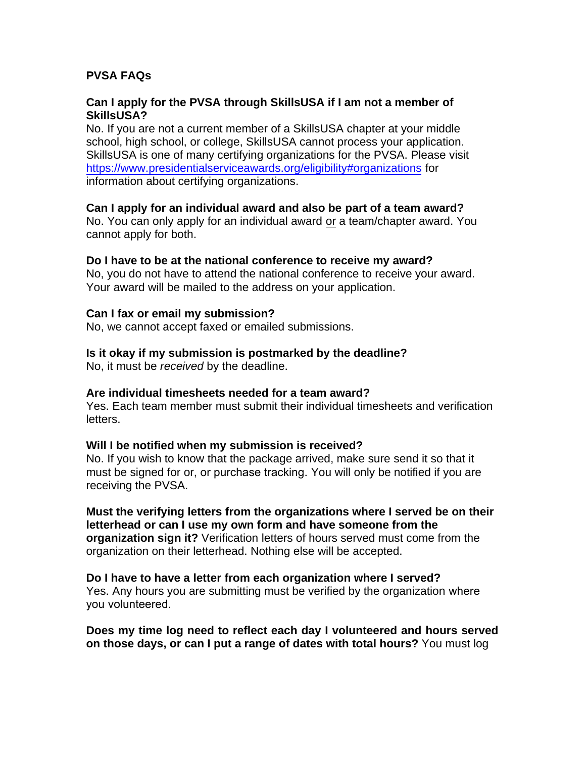## PVSA FAQs

**Can I apply for the PVSA through SkillsUSA if I am not a member of SkillsUSA?**
No. If you are not a current member of a SkillsUSA chapter at your middle school, high school, or college, SkillsUSA cannot process your application. SkillsUSA is one of many certifying organizations for the PVSA. Please visit [https://www.presidentialserviceawards.org/eligibility#organizations](https://www.presidentialserviceawards.org/eligibility#organizations) for information about certifying organizations.

**Can I apply for an individual award and also be part of a team award?**
No. You can only apply for an individual award <u>or</u> a team/chapter award. You cannot apply for both.

**Do I have to be at the national conference to receive my award?**
No, you do not have to attend the national conference to receive your award. Your award will be mailed to the address on your application.

**Can I fax or email my submission?**
No, we cannot accept faxed or emailed submissions.

**Is it okay if my submission is postmarked by the deadline?**
No, it must be *received* by the deadline.

**Are individual timesheets needed for a team award?**
Yes. Each team member must submit their individual timesheets and verification letters.

**Will I be notified when my submission is received?**
No. If you wish to know that the package arrived, make sure send it so that it must be signed for or, or purchase tracking. You will only be notified if you are receiving the PVSA.

**Must the verifying letters from the organizations where I served be on their letterhead or can I use my own form and have someone from the organization sign it?** Verification letters of hours served must come from the organization on their letterhead. Nothing else will be accepted.

**Do I have to have a letter from each organization where I served?**
Yes. Any hours you are submitting must be verified by the organization where you volunteered.

**Does my time log need to reflect each day I volunteered and hours served on those days, or can I put a range of dates with total hours?** You must log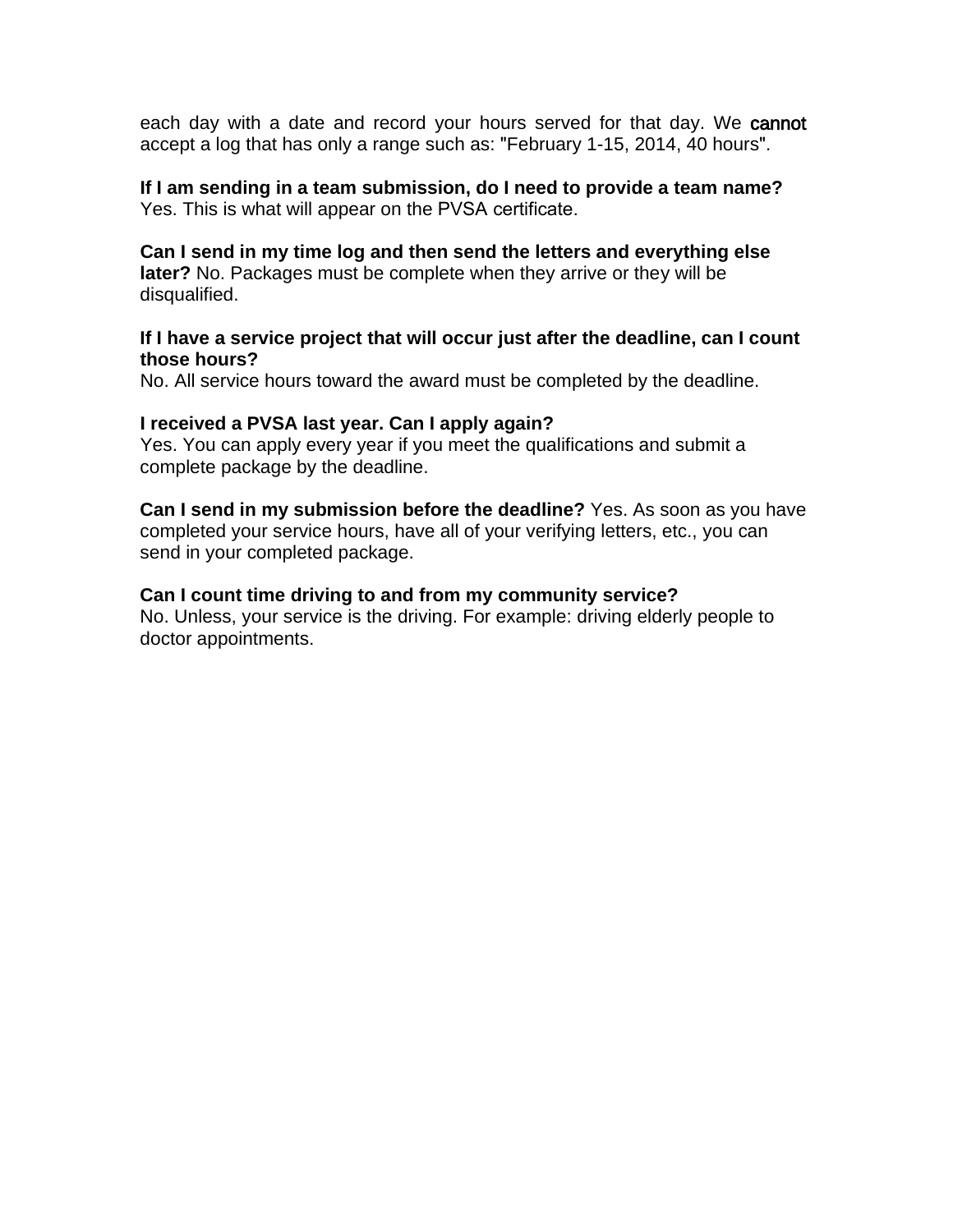each day with a date and record your hours served for that day. We **cannot** accept a log that has only a range such as: "February 1-15, 2014, 40 hours".

**If I am sending in a team submission, do I need to provide a team name?**
Yes. This is what will appear on the PVSA certificate.

**Can I send in my time log and then send the letters and everything else later?** No. Packages must be complete when they arrive or they will be disqualified.

**If I have a service project that will occur just after the deadline, can I count those hours?**
No. All service hours toward the award must be completed by the deadline.

**I received a PVSA last year. Can I apply again?**
Yes. You can apply every year if you meet the qualifications and submit a complete package by the deadline.

**Can I send in my submission before the deadline?** Yes. As soon as you have completed your service hours, have all of your verifying letters, etc., you can send in your completed package.

**Can I count time driving to and from my community service?**
No. Unless, your service is the driving. For example: driving elderly people to doctor appointments.